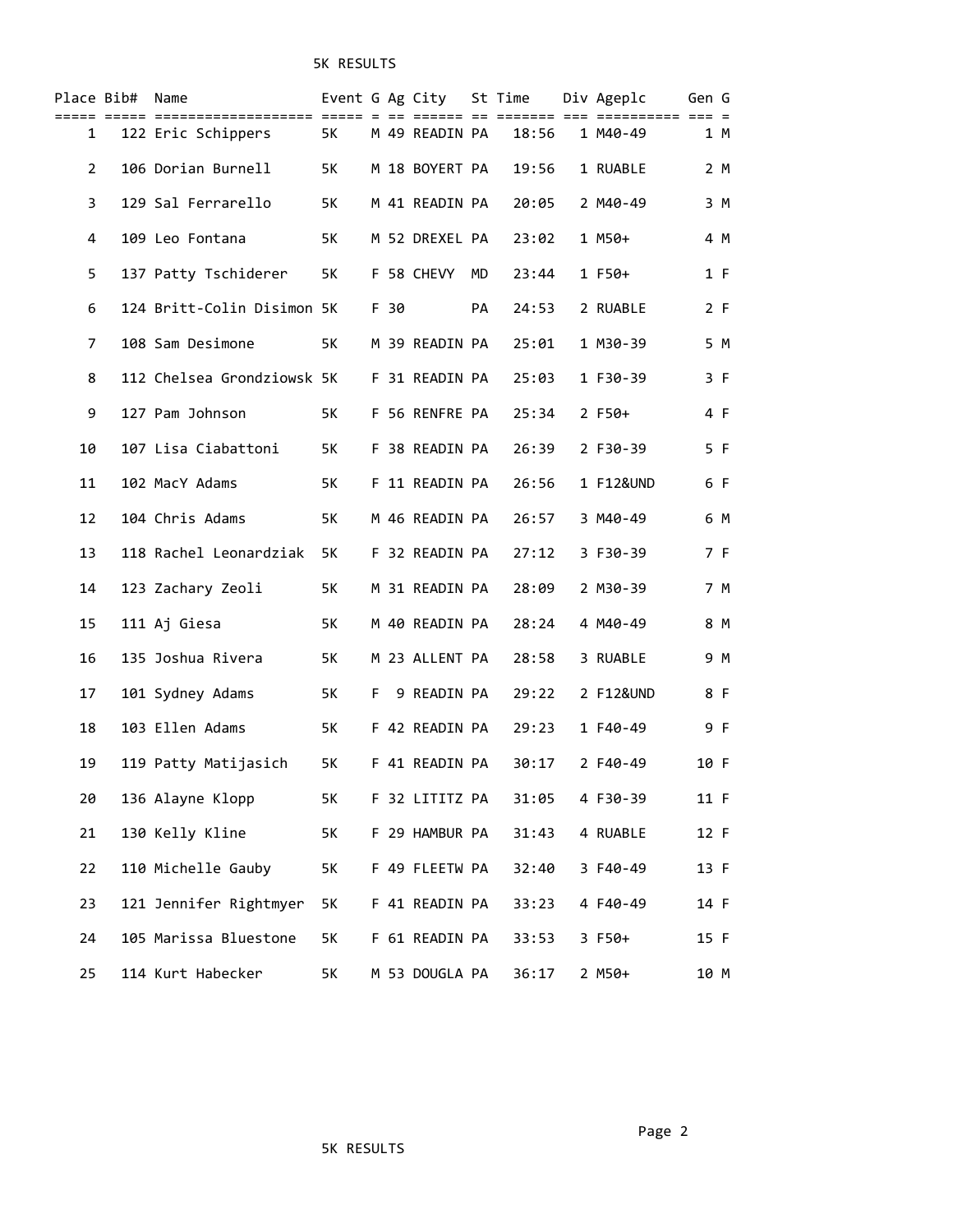5K RESULTS

| Place | Bib# | Name | Event | G | Ag | City | St | Time | Div | Ageplc | Gen | G |
|---|---|---|---|---|---|---|---|---|---|---|---|---|
| 1 | 122 | Eric Schippers | 5K | M | 49 | READIN | PA | 18:56 | 1 | M40-49 | 1 | M |
| 2 | 106 | Dorian Burnell | 5K | M | 18 | BOYERT | PA | 19:56 | 1 | RUABLE | 2 | M |
| 3 | 129 | Sal Ferrarello | 5K | M | 41 | READIN | PA | 20:05 | 2 | M40-49 | 3 | M |
| 4 | 109 | Leo Fontana | 5K | M | 52 | DREXEL | PA | 23:02 | 1 | M50+ | 4 | M |
| 5 | 137 | Patty Tschiderer | 5K | F | 58 | CHEVY | MD | 23:44 | 1 | F50+ | 1 | F |
| 6 | 124 | Britt-Colin Disimon | 5K | F | 30 | | PA | 24:53 | 2 | RUABLE | 2 | F |
| 7 | 108 | Sam Desimone | 5K | M | 39 | READIN | PA | 25:01 | 1 | M30-39 | 5 | M |
| 8 | 112 | Chelsea Grondziowsk | 5K | F | 31 | READIN | PA | 25:03 | 1 | F30-39 | 3 | F |
| 9 | 127 | Pam Johnson | 5K | F | 56 | RENFRE | PA | 25:34 | 2 | F50+ | 4 | F |
| 10 | 107 | Lisa Ciabattoni | 5K | F | 38 | READIN | PA | 26:39 | 2 | F30-39 | 5 | F |
| 11 | 102 | MacY Adams | 5K | F | 11 | READIN | PA | 26:56 | 1 | F12&UND | 6 | F |
| 12 | 104 | Chris Adams | 5K | M | 46 | READIN | PA | 26:57 | 3 | M40-49 | 6 | M |
| 13 | 118 | Rachel Leonardziak | 5K | F | 32 | READIN | PA | 27:12 | 3 | F30-39 | 7 | F |
| 14 | 123 | Zachary Zeoli | 5K | M | 31 | READIN | PA | 28:09 | 2 | M30-39 | 7 | M |
| 15 | 111 | Aj Giesa | 5K | M | 40 | READIN | PA | 28:24 | 4 | M40-49 | 8 | M |
| 16 | 135 | Joshua Rivera | 5K | M | 23 | ALLENT | PA | 28:58 | 3 | RUABLE | 9 | M |
| 17 | 101 | Sydney Adams | 5K | F | 9 | READIN | PA | 29:22 | 2 | F12&UND | 8 | F |
| 18 | 103 | Ellen Adams | 5K | F | 42 | READIN | PA | 29:23 | 1 | F40-49 | 9 | F |
| 19 | 119 | Patty Matijasich | 5K | F | 41 | READIN | PA | 30:17 | 2 | F40-49 | 10 | F |
| 20 | 136 | Alayne Klopp | 5K | F | 32 | LITITZ | PA | 31:05 | 4 | F30-39 | 11 | F |
| 21 | 130 | Kelly Kline | 5K | F | 29 | HAMBUR | PA | 31:43 | 4 | RUABLE | 12 | F |
| 22 | 110 | Michelle Gauby | 5K | F | 49 | FLEETW | PA | 32:40 | 3 | F40-49 | 13 | F |
| 23 | 121 | Jennifer Rightmyer | 5K | F | 41 | READIN | PA | 33:23 | 4 | F40-49 | 14 | F |
| 24 | 105 | Marissa Bluestone | 5K | F | 61 | READIN | PA | 33:53 | 3 | F50+ | 15 | F |
| 25 | 114 | Kurt Habecker | 5K | M | 53 | DOUGLA | PA | 36:17 | 2 | M50+ | 10 | M |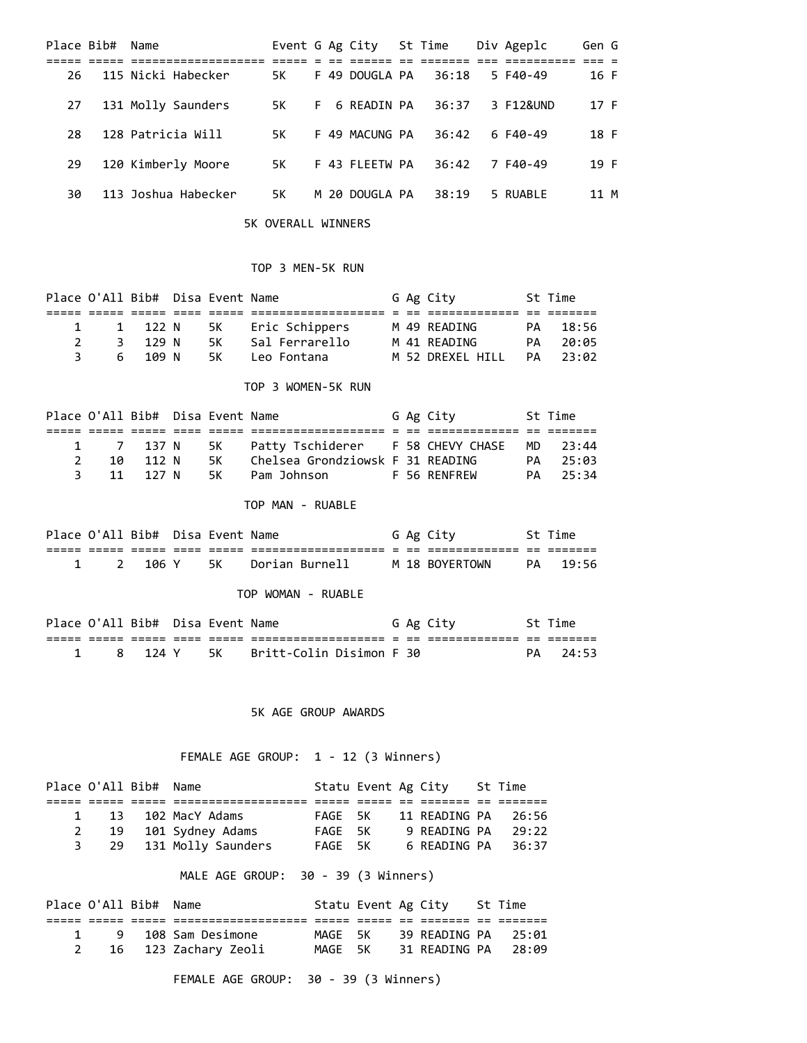| Place | Bib# | Name | Event | G | Ag | City | St | Time | Div | Ageplc | Gen | G |
|---|---|---|---|---|---|---|---|---|---|---|---|---|
| 26 | 115 | Nicki Habecker | 5K | F | 49 | DOUGLA | PA | 36:18 | 5 | F40-49 | 16 | F |
| 27 | 131 | Molly Saunders | 5K | F | 6 | READIN | PA | 36:37 | 3 | F12&UND | 17 | F |
| 28 | 128 | Patricia Will | 5K | F | 49 | MACUNG | PA | 36:42 | 6 | F40-49 | 18 | F |
| 29 | 120 | Kimberly Moore | 5K | F | 43 | FLEETW | PA | 36:42 | 7 | F40-49 | 19 | F |
| 30 | 113 | Joshua Habecker | 5K | M | 20 | DOUGLA | PA | 38:19 | 5 | RUABLE | 11 | M |

## 5K OVERALL WINNERS

### TOP 3 MEN-5K RUN

| Place | O'All | Bib# | Disa | Event | Name | G | Ag | City | St | Time |
|---|---|---|---|---|---|---|---|---|---|---|
| 1 | 1 | 122 | N | 5K | Eric Schippers | M | 49 | READING | PA | 18:56 |
| 2 | 3 | 129 | N | 5K | Sal Ferrarello | M | 41 | READING | PA | 20:05 |
| 3 | 6 | 109 | N | 5K | Leo Fontana | M | 52 | DREXEL HILL | PA | 23:02 |

### TOP 3 WOMEN-5K RUN

| Place | O'All | Bib# | Disa | Event | Name | G | Ag | City | St | Time |
|---|---|---|---|---|---|---|---|---|---|---|
| 1 | 7 | 137 | N | 5K | Patty Tschiderer | F | 58 | CHEVY CHASE | MD | 23:44 |
| 2 | 10 | 112 | N | 5K | Chelsea Grondziowsk | F | 31 | READING | PA | 25:03 |
| 3 | 11 | 127 | N | 5K | Pam Johnson | F | 56 | RENFREW | PA | 25:34 |

### TOP MAN - RUABLE

| Place | O'All | Bib# | Disa | Event | Name | G | Ag | City | St | Time |
|---|---|---|---|---|---|---|---|---|---|---|
| 1 | 2 | 106 | Y | 5K | Dorian Burnell | M | 18 | BOYERTOWN | PA | 19:56 |

### TOP WOMAN - RUABLE

| Place | O'All | Bib# | Disa | Event | Name | G | Ag | City | St | Time |
|---|---|---|---|---|---|---|---|---|---|---|
| 1 | 8 | 124 | Y | 5K | Britt-Colin Disimon | F | 30 | | PA | 24:53 |

## 5K AGE GROUP AWARDS

### FEMALE AGE GROUP: 1 - 12 (3 Winners)

| Place | O'All | Bib# | Name | Statu | Event | Ag | City | St | Time |
|---|---|---|---|---|---|---|---|---|---|
| 1 | 13 | 102 | MacY Adams | FAGE | 5K | 11 | READING | PA | 26:56 |
| 2 | 19 | 101 | Sydney Adams | FAGE | 5K | 9 | READING | PA | 29:22 |
| 3 | 29 | 131 | Molly Saunders | FAGE | 5K | 6 | READING | PA | 36:37 |

### MALE AGE GROUP: 30 - 39 (3 Winners)

| Place | O'All | Bib# | Name | Statu | Event | Ag | City | St | Time |
|---|---|---|---|---|---|---|---|---|---|
| 1 | 9 | 108 | Sam Desimone | MAGE | 5K | 39 | READING | PA | 25:01 |
| 2 | 16 | 123 | Zachary Zeoli | MAGE | 5K | 31 | READING | PA | 28:09 |

### FEMALE AGE GROUP: 30 - 39 (3 Winners)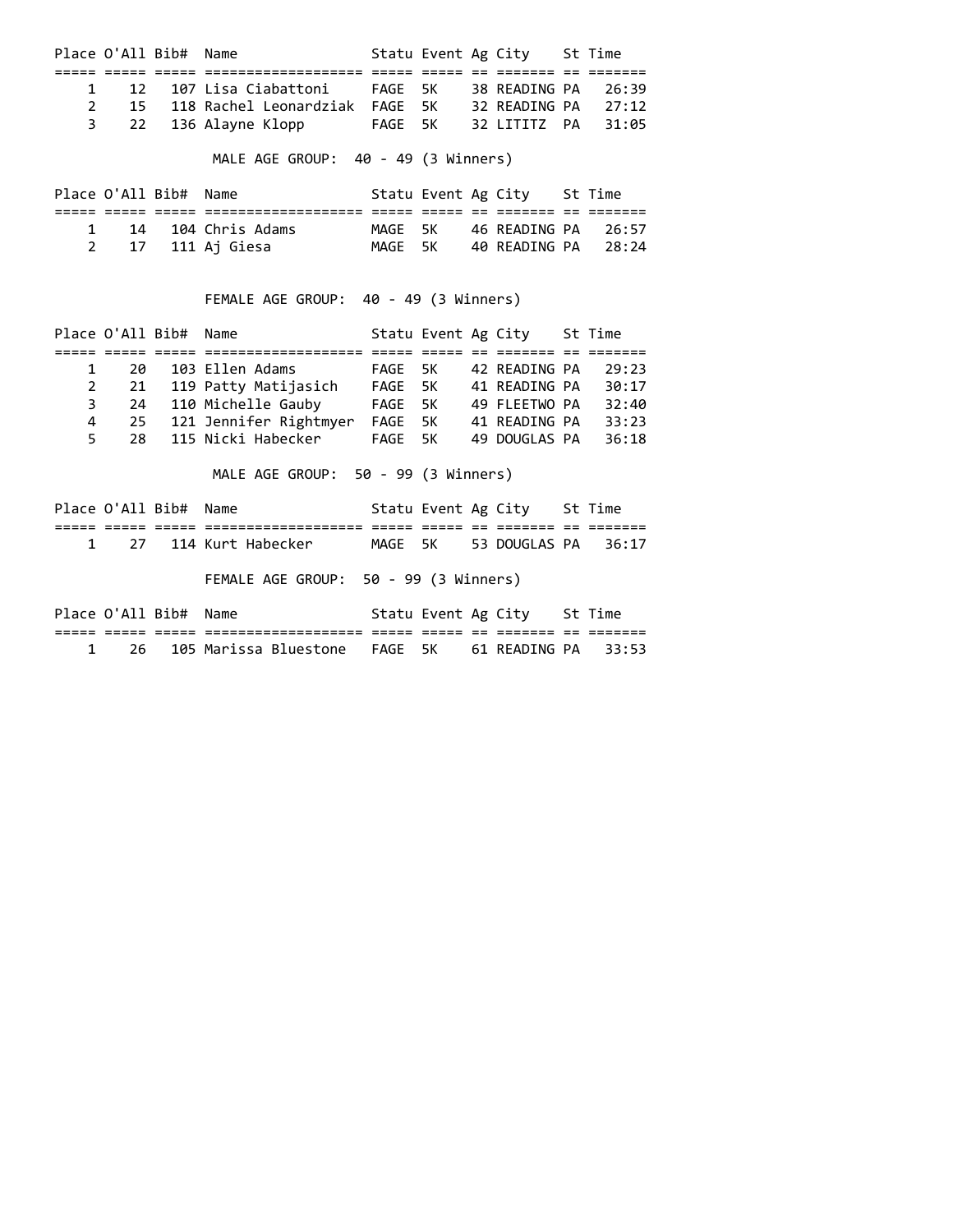| Place | O'All | Bib# | Name | Statu | Event | Ag | City | St | Time |
|---|---|---|---|---|---|---|---|---|---|
| 1 | 12 | 107 | Lisa Ciabattoni | FAGE | 5K | 38 | READING | PA | 26:39 |
| 2 | 15 | 118 | Rachel Leonardziak | FAGE | 5K | 32 | READING | PA | 27:12 |
| 3 | 22 | 136 | Alayne Klopp | FAGE | 5K | 32 | LITITZ | PA | 31:05 |

MALE AGE GROUP: 40 - 49 (3 Winners)

| Place | O'All | Bib# | Name | Statu | Event | Ag | City | St | Time |
|---|---|---|---|---|---|---|---|---|---|
| 1 | 14 | 104 | Chris Adams | MAGE | 5K | 46 | READING | PA | 26:57 |
| 2 | 17 | 111 | Aj Giesa | MAGE | 5K | 40 | READING | PA | 28:24 |

FEMALE AGE GROUP: 40 - 49 (3 Winners)

| Place | O'All | Bib# | Name | Statu | Event | Ag | City | St | Time |
|---|---|---|---|---|---|---|---|---|---|
| 1 | 20 | 103 | Ellen Adams | FAGE | 5K | 42 | READING | PA | 29:23 |
| 2 | 21 | 119 | Patty Matijasich | FAGE | 5K | 41 | READING | PA | 30:17 |
| 3 | 24 | 110 | Michelle Gauby | FAGE | 5K | 49 | FLEETWO | PA | 32:40 |
| 4 | 25 | 121 | Jennifer Rightmyer | FAGE | 5K | 41 | READING | PA | 33:23 |
| 5 | 28 | 115 | Nicki Habecker | FAGE | 5K | 49 | DOUGLAS | PA | 36:18 |

MALE AGE GROUP: 50 - 99 (3 Winners)

| Place | O'All | Bib# | Name | Statu | Event | Ag | City | St | Time |
|---|---|---|---|---|---|---|---|---|---|
| 1 | 27 | 114 | Kurt Habecker | MAGE | 5K | 53 | DOUGLAS | PA | 36:17 |

FEMALE AGE GROUP: 50 - 99 (3 Winners)

| Place | O'All | Bib# | Name | Statu | Event | Ag | City | St | Time |
|---|---|---|---|---|---|---|---|---|---|
| 1 | 26 | 105 | Marissa Bluestone | FAGE | 5K | 61 | READING | PA | 33:53 |